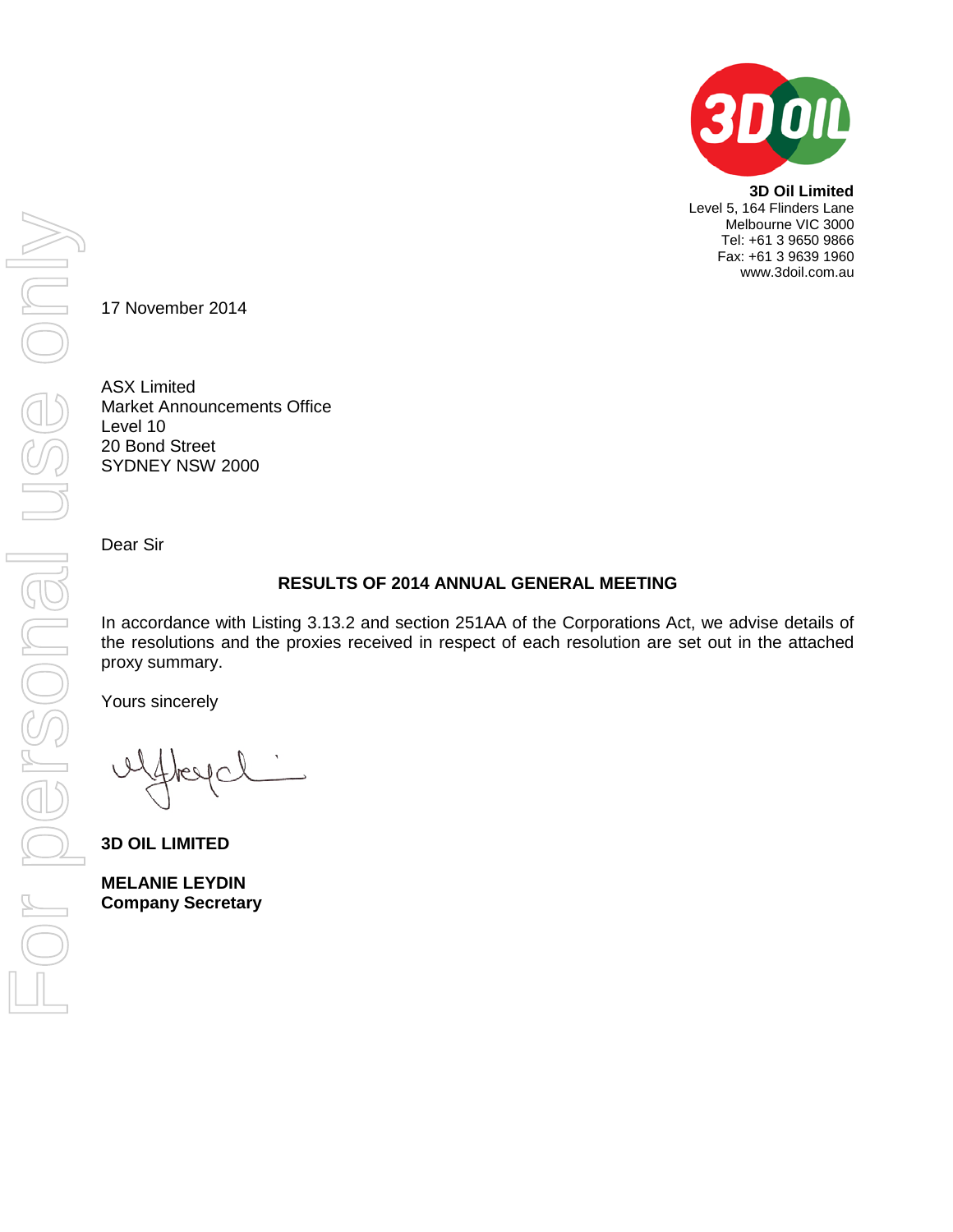**3D Oil Limited**
Level 5, 164 Flinders Lane
Melbourne VIC 3000
Tel: +61 3 9650 9866
Fax: +61 3 9639 1960
www.3doil.com.au

17 November 2014

ASX Limited
Market Announcements Office
Level 10
20 Bond Street
SYDNEY NSW 2000

Dear Sir

**RESULTS OF 2014 ANNUAL GENERAL MEETING**

In accordance with Listing 3.13.2 and section 251AA of the Corporations Act, we advise details of the resolutions and the proxies received in respect of each resolution are set out in the attached proxy summary.

Yours sincerely

**3D OIL LIMITED**

**MELANIE LEYDIN**
**Company Secretary**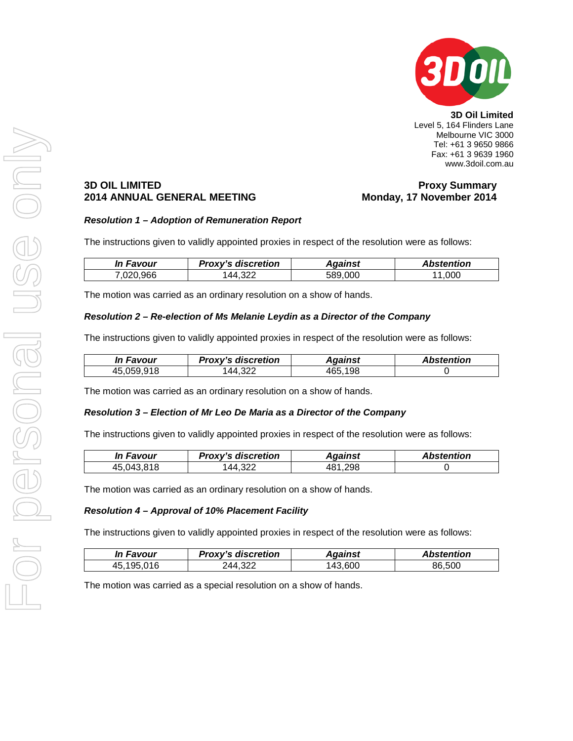**3D Oil Limited**
Level 5, 164 Flinders Lane
Melbourne VIC 3000
Tel: +61 3 9650 9866
Fax: +61 3 9639 1960
www.3doil.com.au

**3D OIL LIMITED**
**2014 ANNUAL GENERAL MEETING**

**Proxy Summary**
**Monday, 17 November 2014**

***Resolution 1 – Adoption of Remuneration Report***

The instructions given to validly appointed proxies in respect of the resolution were as follows:

| *In Favour* | *Proxy's discretion* | *Against* | *Abstention* |
|---|---|---|---|
| 7,020,966 | 144,322 | 589,000 | 11,000 |

The motion was carried as an ordinary resolution on a show of hands.

***Resolution 2 – Re-election of Ms Melanie Leydin as a Director of the Company***

The instructions given to validly appointed proxies in respect of the resolution were as follows:

| *In Favour* | *Proxy's discretion* | *Against* | *Abstention* |
|---|---|---|---|
| 45,059,918 | 144,322 | 465,198 | 0 |

The motion was carried as an ordinary resolution on a show of hands.

***Resolution 3 – Election of Mr Leo De Maria as a Director of the Company***

The instructions given to validly appointed proxies in respect of the resolution were as follows:

| *In Favour* | *Proxy's discretion* | *Against* | *Abstention* |
|---|---|---|---|
| 45,043,818 | 144,322 | 481,298 | 0 |

The motion was carried as an ordinary resolution on a show of hands.

***Resolution 4 – Approval of 10% Placement Facility***

The instructions given to validly appointed proxies in respect of the resolution were as follows:

| *In Favour* | *Proxy's discretion* | *Against* | *Abstention* |
|---|---|---|---|
| 45,195,016 | 244,322 | 143,600 | 86,500 |

The motion was carried as a special resolution on a show of hands.